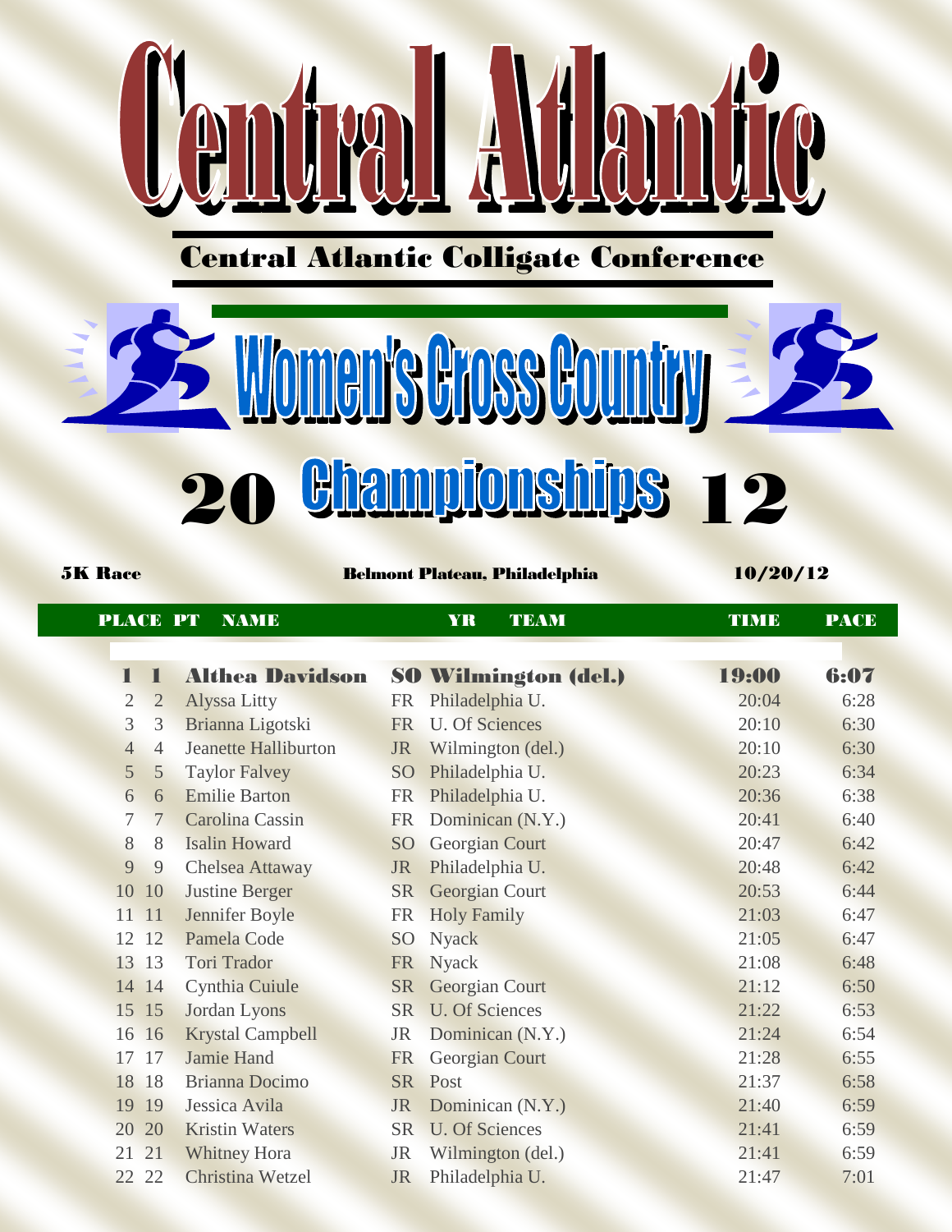# Central Atlantic

## Central Atlantic Colligate Conference

# Women's Cross Country

# 20 Championships 12

**5K Race** | **Belmont Plateau, Philadelphia** | **10/20/12**

| PLACE | PT | NAME | YR | TEAM | TIME | PACE |
|---|---|---|---|---|---|---|
| **1** | **1** | **Althea Davidson** | **SO** | **Wilmington (del.)** | **19:00** | **6:07** |
| 2 | 2 | Alyssa Litty | FR | Philadelphia U. | 20:04 | 6:28 |
| 3 | 3 | Brianna Ligotski | FR | U. Of Sciences | 20:10 | 6:30 |
| 4 | 4 | Jeanette Halliburton | JR | Wilmington (del.) | 20:10 | 6:30 |
| 5 | 5 | Taylor Falvey | SO | Philadelphia U. | 20:23 | 6:34 |
| 6 | 6 | Emilie Barton | FR | Philadelphia U. | 20:36 | 6:38 |
| 7 | 7 | Carolina Cassin | FR | Dominican (N.Y.) | 20:41 | 6:40 |
| 8 | 8 | Isalin Howard | SO | Georgian Court | 20:47 | 6:42 |
| 9 | 9 | Chelsea Attaway | JR | Philadelphia U. | 20:48 | 6:42 |
| 10 | 10 | Justine Berger | SR | Georgian Court | 20:53 | 6:44 |
| 11 | 11 | Jennifer Boyle | FR | Holy Family | 21:03 | 6:47 |
| 12 | 12 | Pamela Code | SO | Nyack | 21:05 | 6:47 |
| 13 | 13 | Tori Trador | FR | Nyack | 21:08 | 6:48 |
| 14 | 14 | Cynthia Cuiule | SR | Georgian Court | 21:12 | 6:50 |
| 15 | 15 | Jordan Lyons | SR | U. Of Sciences | 21:22 | 6:53 |
| 16 | 16 | Krystal Campbell | JR | Dominican (N.Y.) | 21:24 | 6:54 |
| 17 | 17 | Jamie Hand | FR | Georgian Court | 21:28 | 6:55 |
| 18 | 18 | Brianna Docimo | SR | Post | 21:37 | 6:58 |
| 19 | 19 | Jessica Avila | JR | Dominican (N.Y.) | 21:40 | 6:59 |
| 20 | 20 | Kristin Waters | SR | U. Of Sciences | 21:41 | 6:59 |
| 21 | 21 | Whitney Hora | JR | Wilmington (del.) | 21:41 | 6:59 |
| 22 | 22 | Christina Wetzel | JR | Philadelphia U. | 21:47 | 7:01 |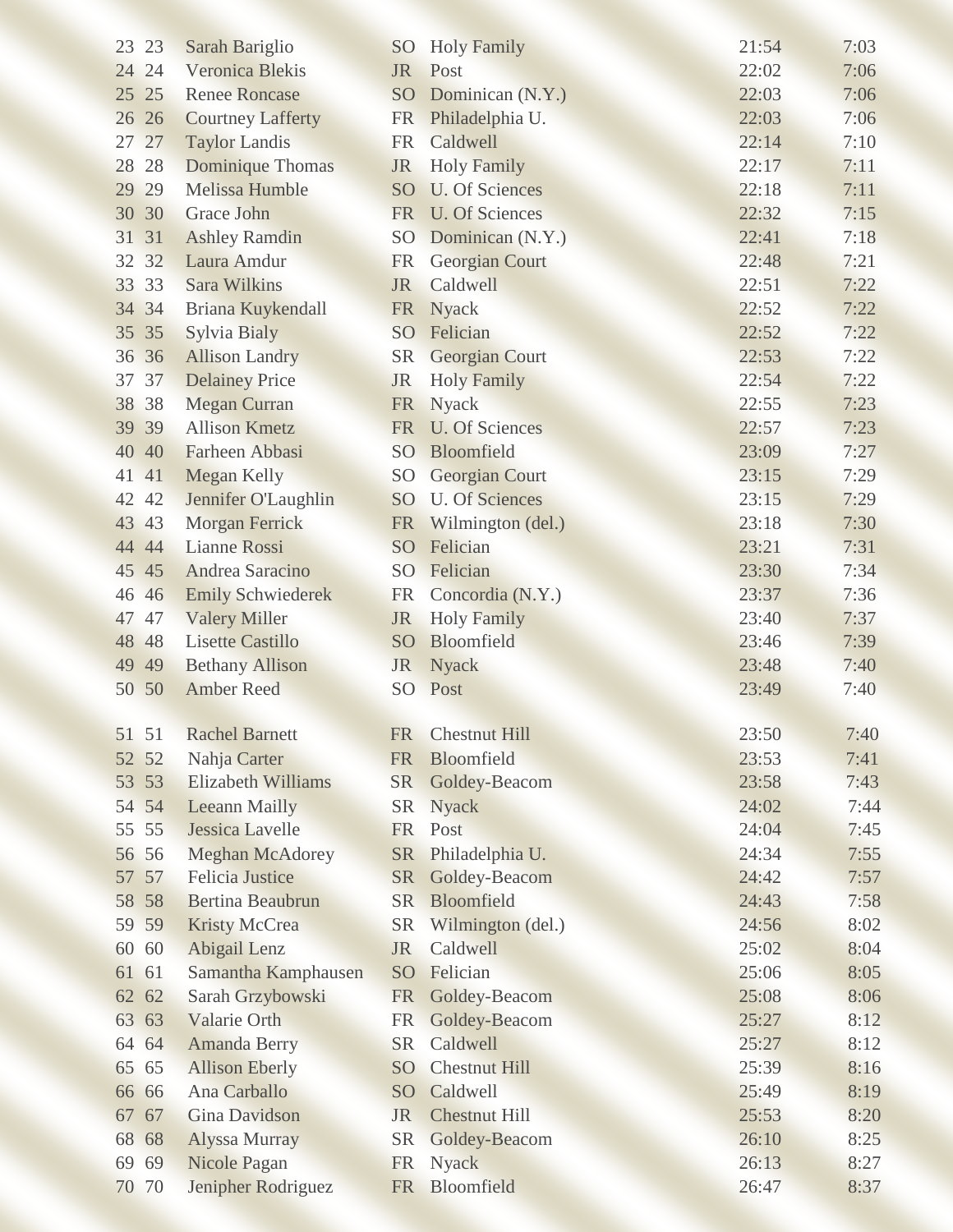| | | | | | | |
|---|---|---|---|---|---|---|
| 23 | 23 | Sarah Bariglio | SO | Holy Family | 21:54 | 7:03 |
| 24 | 24 | Veronica Blekis | JR | Post | 22:02 | 7:06 |
| 25 | 25 | Renee Roncase | SO | Dominican (N.Y.) | 22:03 | 7:06 |
| 26 | 26 | Courtney Lafferty | FR | Philadelphia U. | 22:03 | 7:06 |
| 27 | 27 | Taylor Landis | FR | Caldwell | 22:14 | 7:10 |
| 28 | 28 | Dominique Thomas | JR | Holy Family | 22:17 | 7:11 |
| 29 | 29 | Melissa Humble | SO | U. Of Sciences | 22:18 | 7:11 |
| 30 | 30 | Grace John | FR | U. Of Sciences | 22:32 | 7:15 |
| 31 | 31 | Ashley Ramdin | SO | Dominican (N.Y.) | 22:41 | 7:18 |
| 32 | 32 | Laura Amdur | FR | Georgian Court | 22:48 | 7:21 |
| 33 | 33 | Sara Wilkins | JR | Caldwell | 22:51 | 7:22 |
| 34 | 34 | Briana Kuykendall | FR | Nyack | 22:52 | 7:22 |
| 35 | 35 | Sylvia Bialy | SO | Felician | 22:52 | 7:22 |
| 36 | 36 | Allison Landry | SR | Georgian Court | 22:53 | 7:22 |
| 37 | 37 | Delainey Price | JR | Holy Family | 22:54 | 7:22 |
| 38 | 38 | Megan Curran | FR | Nyack | 22:55 | 7:23 |
| 39 | 39 | Allison Kmetz | FR | U. Of Sciences | 22:57 | 7:23 |
| 40 | 40 | Farheen Abbasi | SO | Bloomfield | 23:09 | 7:27 |
| 41 | 41 | Megan Kelly | SO | Georgian Court | 23:15 | 7:29 |
| 42 | 42 | Jennifer O'Laughlin | SO | U. Of Sciences | 23:15 | 7:29 |
| 43 | 43 | Morgan Ferrick | FR | Wilmington (del.) | 23:18 | 7:30 |
| 44 | 44 | Lianne Rossi | SO | Felician | 23:21 | 7:31 |
| 45 | 45 | Andrea Saracino | SO | Felician | 23:30 | 7:34 |
| 46 | 46 | Emily Schwiederek | FR | Concordia (N.Y.) | 23:37 | 7:36 |
| 47 | 47 | Valery Miller | JR | Holy Family | 23:40 | 7:37 |
| 48 | 48 | Lisette Castillo | SO | Bloomfield | 23:46 | 7:39 |
| 49 | 49 | Bethany Allison | JR | Nyack | 23:48 | 7:40 |
| 50 | 50 | Amber Reed | SO | Post | 23:49 | 7:40 |
| 51 | 51 | Rachel Barnett | FR | Chestnut Hill | 23:50 | 7:40 |
| 52 | 52 | Nahja Carter | FR | Bloomfield | 23:53 | 7:41 |
| 53 | 53 | Elizabeth Williams | SR | Goldey-Beacom | 23:58 | 7:43 |
| 54 | 54 | Leeann Mailly | SR | Nyack | 24:02 | 7:44 |
| 55 | 55 | Jessica Lavelle | FR | Post | 24:04 | 7:45 |
| 56 | 56 | Meghan McAdorey | SR | Philadelphia U. | 24:34 | 7:55 |
| 57 | 57 | Felicia Justice | SR | Goldey-Beacom | 24:42 | 7:57 |
| 58 | 58 | Bertina Beaubrun | SR | Bloomfield | 24:43 | 7:58 |
| 59 | 59 | Kristy McCrea | SR | Wilmington (del.) | 24:56 | 8:02 |
| 60 | 60 | Abigail Lenz | JR | Caldwell | 25:02 | 8:04 |
| 61 | 61 | Samantha Kamphausen | SO | Felician | 25:06 | 8:05 |
| 62 | 62 | Sarah Grzybowski | FR | Goldey-Beacom | 25:08 | 8:06 |
| 63 | 63 | Valarie Orth | FR | Goldey-Beacom | 25:27 | 8:12 |
| 64 | 64 | Amanda Berry | SR | Caldwell | 25:27 | 8:12 |
| 65 | 65 | Allison Eberly | SO | Chestnut Hill | 25:39 | 8:16 |
| 66 | 66 | Ana Carballo | SO | Caldwell | 25:49 | 8:19 |
| 67 | 67 | Gina Davidson | JR | Chestnut Hill | 25:53 | 8:20 |
| 68 | 68 | Alyssa Murray | SR | Goldey-Beacom | 26:10 | 8:25 |
| 69 | 69 | Nicole Pagan | FR | Nyack | 26:13 | 8:27 |
| 70 | 70 | Jenipher Rodriguez | FR | Bloomfield | 26:47 | 8:37 |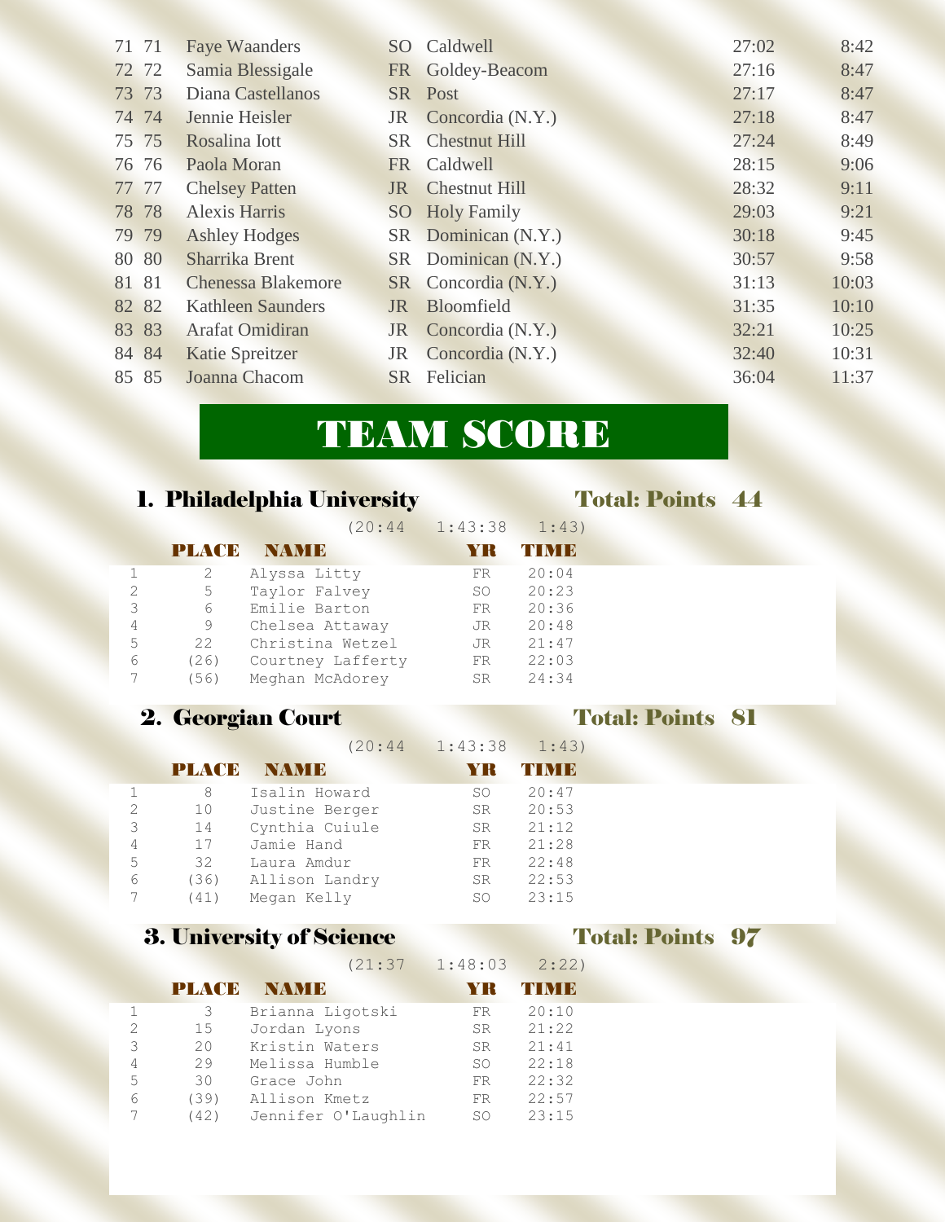| | | | | | | |
|---|---|---|---|---|---|---|
| 71 | 71 | Faye Waanders | SO | Caldwell | 27:02 | 8:42 |
| 72 | 72 | Samia Blessigale | FR | Goldey-Beacom | 27:16 | 8:47 |
| 73 | 73 | Diana Castellanos | SR | Post | 27:17 | 8:47 |
| 74 | 74 | Jennie Heisler | JR | Concordia (N.Y.) | 27:18 | 8:47 |
| 75 | 75 | Rosalina Iott | SR | Chestnut Hill | 27:24 | 8:49 |
| 76 | 76 | Paola Moran | FR | Caldwell | 28:15 | 9:06 |
| 77 | 77 | Chelsey Patten | JR | Chestnut Hill | 28:32 | 9:11 |
| 78 | 78 | Alexis Harris | SO | Holy Family | 29:03 | 9:21 |
| 79 | 79 | Ashley Hodges | SR | Dominican (N.Y.) | 30:18 | 9:45 |
| 80 | 80 | Sharrika Brent | SR | Dominican (N.Y.) | 30:57 | 9:58 |
| 81 | 81 | Chenessa Blakemore | SR | Concordia (N.Y.) | 31:13 | 10:03 |
| 82 | 82 | Kathleen Saunders | JR | Bloomfield | 31:35 | 10:10 |
| 83 | 83 | Arafat Omidiran | JR | Concordia (N.Y.) | 32:21 | 10:25 |
| 84 | 84 | Katie Spreitzer | JR | Concordia (N.Y.) | 32:40 | 10:31 |
| 85 | 85 | Joanna Chacom | SR | Felician | 36:04 | 11:37 |

# TEAM SCORE

## 1. Philadelphia University — Total: Points 44

(20:44 1:43:38 1:43)

| | PLACE | NAME | YR | TIME |
|---|---|---|---|---|
| 1 | 2 | Alyssa Litty | FR | 20:04 |
| 2 | 5 | Taylor Falvey | SO | 20:23 |
| 3 | 6 | Emilie Barton | FR | 20:36 |
| 4 | 9 | Chelsea Attaway | JR | 20:48 |
| 5 | 22 | Christina Wetzel | JR | 21:47 |
| 6 | (26) | Courtney Lafferty | FR | 22:03 |
| 7 | (56) | Meghan McAdorey | SR | 24:34 |

## 2. Georgian Court — Total: Points 81

(20:44 1:43:38 1:43)

| | PLACE | NAME | YR | TIME |
|---|---|---|---|---|
| 1 | 8 | Isalin Howard | SO | 20:47 |
| 2 | 10 | Justine Berger | SR | 20:53 |
| 3 | 14 | Cynthia Cuiule | SR | 21:12 |
| 4 | 17 | Jamie Hand | FR | 21:28 |
| 5 | 32 | Laura Amdur | FR | 22:48 |
| 6 | (36) | Allison Landry | SR | 22:53 |
| 7 | (41) | Megan Kelly | SO | 23:15 |

## 3. University of Science — Total: Points 97

(21:37 1:48:03 2:22)

| | PLACE | NAME | YR | TIME |
|---|---|---|---|---|
| 1 | 3 | Brianna Ligotski | FR | 20:10 |
| 2 | 15 | Jordan Lyons | SR | 21:22 |
| 3 | 20 | Kristin Waters | SR | 21:41 |
| 4 | 29 | Melissa Humble | SO | 22:18 |
| 5 | 30 | Grace John | FR | 22:32 |
| 6 | (39) | Allison Kmetz | FR | 22:57 |
| 7 | (42) | Jennifer O'Laughlin | SO | 23:15 |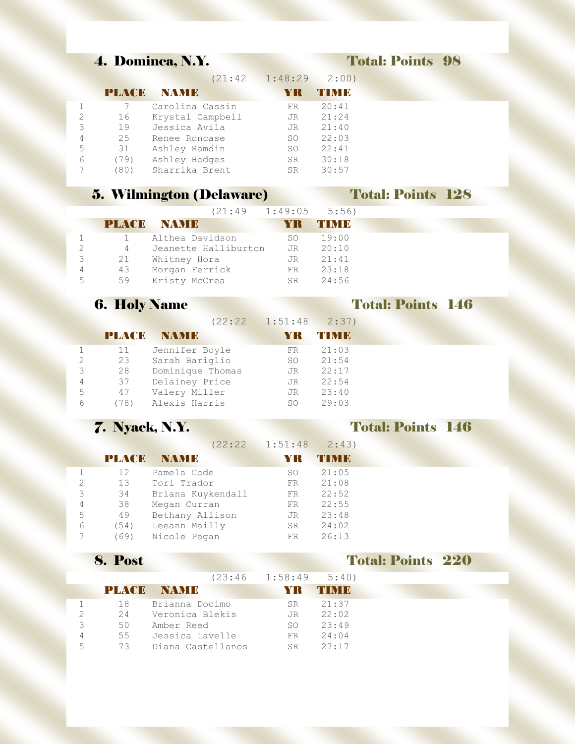## 4. Dominca, N.Y. — Total: Points 98

(21:42 1:48:29 2:00)

| | PLACE | NAME | YR | TIME |
|---|---|---|---|---|
| 1 | 7 | Carolina Cassin | FR | 20:41 |
| 2 | 16 | Krystal Campbell | JR | 21:24 |
| 3 | 19 | Jessica Avila | JR | 21:40 |
| 4 | 25 | Renee Roncase | SO | 22:03 |
| 5 | 31 | Ashley Ramdin | SO | 22:41 |
| 6 | (79) | Ashley Hodges | SR | 30:18 |
| 7 | (80) | Sharrika Brent | SR | 30:57 |

## 5. Wilmington (Delaware) — Total: Points 128

(21:49 1:49:05 5:56)

| | PLACE | NAME | YR | TIME |
|---|---|---|---|---|
| 1 | 1 | Althea Davidson | SO | 19:00 |
| 2 | 4 | Jeanette Halliburton | JR | 20:10 |
| 3 | 21 | Whitney Hora | JR | 21:41 |
| 4 | 43 | Morgan Ferrick | FR | 23:18 |
| 5 | 59 | Kristy McCrea | SR | 24:56 |

## 6. Holy Name — Total: Points 146

(22:22 1:51:48 2:37)

| | PLACE | NAME | YR | TIME |
|---|---|---|---|---|
| 1 | 11 | Jennifer Boyle | FR | 21:03 |
| 2 | 23 | Sarah Bariglio | SO | 21:54 |
| 3 | 28 | Dominique Thomas | JR | 22:17 |
| 4 | 37 | Delainey Price | JR | 22:54 |
| 5 | 47 | Valery Miller | JR | 23:40 |
| 6 | (78) | Alexis Harris | SO | 29:03 |

## 7. Nyack, N.Y. — Total: Points 146

(22:22 1:51:48 2:43)

| | PLACE | NAME | YR | TIME |
|---|---|---|---|---|
| 1 | 12 | Pamela Code | SO | 21:05 |
| 2 | 13 | Tori Trador | FR | 21:08 |
| 3 | 34 | Briana Kuykendall | FR | 22:52 |
| 4 | 38 | Megan Curran | FR | 22:55 |
| 5 | 49 | Bethany Allison | JR | 23:48 |
| 6 | (54) | Leeann Mailly | SR | 24:02 |
| 7 | (69) | Nicole Pagan | FR | 26:13 |

## 8. Post — Total: Points 220

(23:46 1:58:49 5:40)

| | PLACE | NAME | YR | TIME |
|---|---|---|---|---|
| 1 | 18 | Brianna Docimo | SR | 21:37 |
| 2 | 24 | Veronica Blekis | JR | 22:02 |
| 3 | 50 | Amber Reed | SO | 23:49 |
| 4 | 55 | Jessica Lavelle | FR | 24:04 |
| 5 | 73 | Diana Castellanos | SR | 27:17 |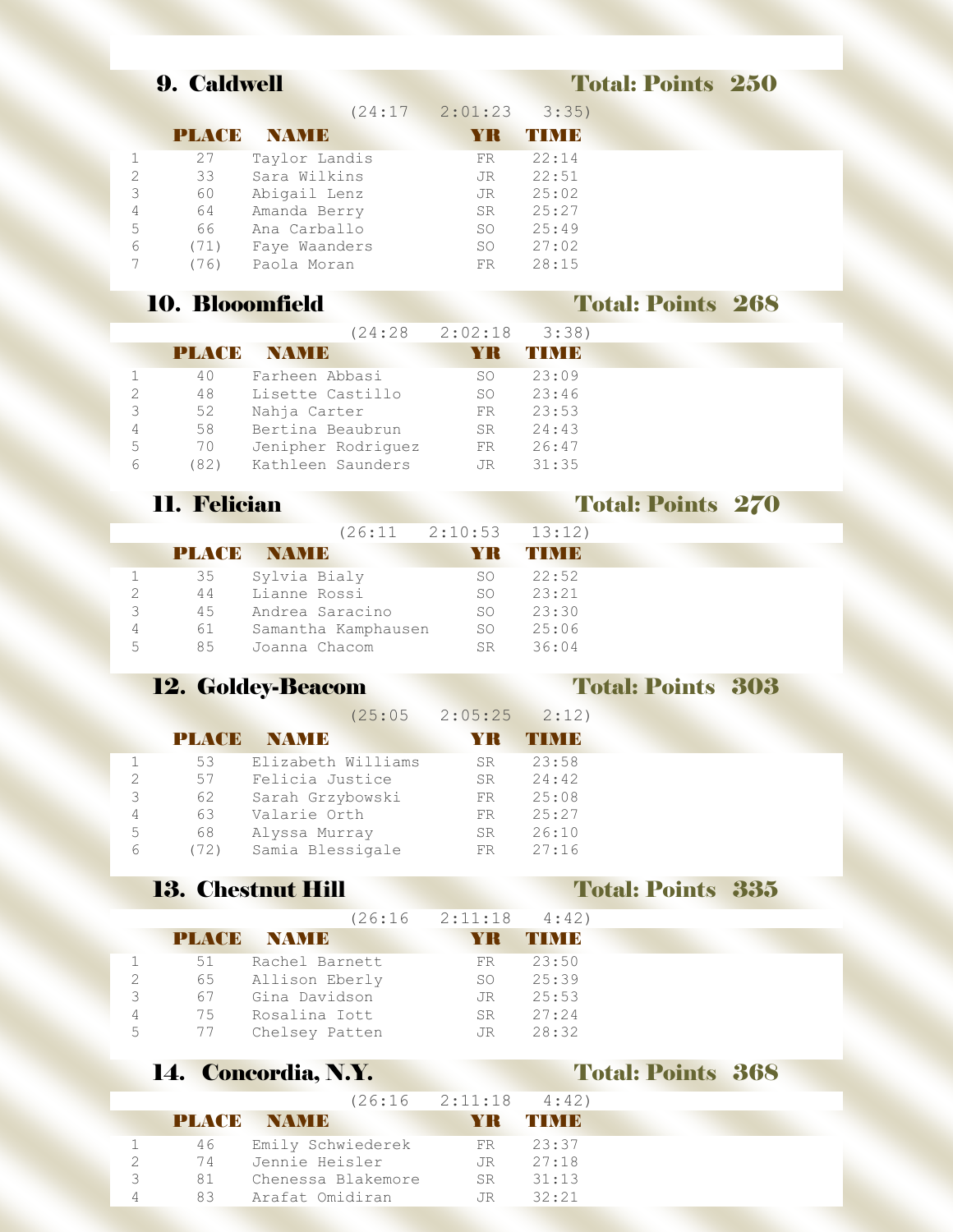## 9. Caldwell

**Total: Points 250**

(24:17 2:01:23 3:35)

| | PLACE | NAME | YR | TIME |
|---|---|---|---|---|
| 1 | 27 | Taylor Landis | FR | 22:14 |
| 2 | 33 | Sara Wilkins | JR | 22:51 |
| 3 | 60 | Abigail Lenz | JR | 25:02 |
| 4 | 64 | Amanda Berry | SR | 25:27 |
| 5 | 66 | Ana Carballo | SO | 25:49 |
| 6 | (71) | Faye Waanders | SO | 27:02 |
| 7 | (76) | Paola Moran | FR | 28:15 |

## 10. Blooomfield

**Total: Points 268**

(24:28 2:02:18 3:38)

| | PLACE | NAME | YR | TIME |
|---|---|---|---|---|
| 1 | 40 | Farheen Abbasi | SO | 23:09 |
| 2 | 48 | Lisette Castillo | SO | 23:46 |
| 3 | 52 | Nahja Carter | FR | 23:53 |
| 4 | 58 | Bertina Beaubrun | SR | 24:43 |
| 5 | 70 | Jenipher Rodriguez | FR | 26:47 |
| 6 | (82) | Kathleen Saunders | JR | 31:35 |

## 11. Felician

**Total: Points 270**

(26:11 2:10:53 13:12)

| | PLACE | NAME | YR | TIME |
|---|---|---|---|---|
| 1 | 35 | Sylvia Bialy | SO | 22:52 |
| 2 | 44 | Lianne Rossi | SO | 23:21 |
| 3 | 45 | Andrea Saracino | SO | 23:30 |
| 4 | 61 | Samantha Kamphausen | SO | 25:06 |
| 5 | 85 | Joanna Chacom | SR | 36:04 |

## 12. Goldey-Beacom

**Total: Points 303**

(25:05 2:05:25 2:12)

| | PLACE | NAME | YR | TIME |
|---|---|---|---|---|
| 1 | 53 | Elizabeth Williams | SR | 23:58 |
| 2 | 57 | Felicia Justice | SR | 24:42 |
| 3 | 62 | Sarah Grzybowski | FR | 25:08 |
| 4 | 63 | Valarie Orth | FR | 25:27 |
| 5 | 68 | Alyssa Murray | SR | 26:10 |
| 6 | (72) | Samia Blessigale | FR | 27:16 |

## 13. Chestnut Hill

**Total: Points 335**

(26:16 2:11:18 4:42)

| | PLACE | NAME | YR | TIME |
|---|---|---|---|---|
| 1 | 51 | Rachel Barnett | FR | 23:50 |
| 2 | 65 | Allison Eberly | SO | 25:39 |
| 3 | 67 | Gina Davidson | JR | 25:53 |
| 4 | 75 | Rosalina Iott | SR | 27:24 |
| 5 | 77 | Chelsey Patten | JR | 28:32 |

## 14. Concordia, N.Y.

**Total: Points 368**

(26:16 2:11:18 4:42)

| | PLACE | NAME | YR | TIME |
|---|---|---|---|---|
| 1 | 46 | Emily Schwiederek | FR | 23:37 |
| 2 | 74 | Jennie Heisler | JR | 27:18 |
| 3 | 81 | Chenessa Blakemore | SR | 31:13 |
| 4 | 83 | Arafat Omidiran | JR | 32:21 |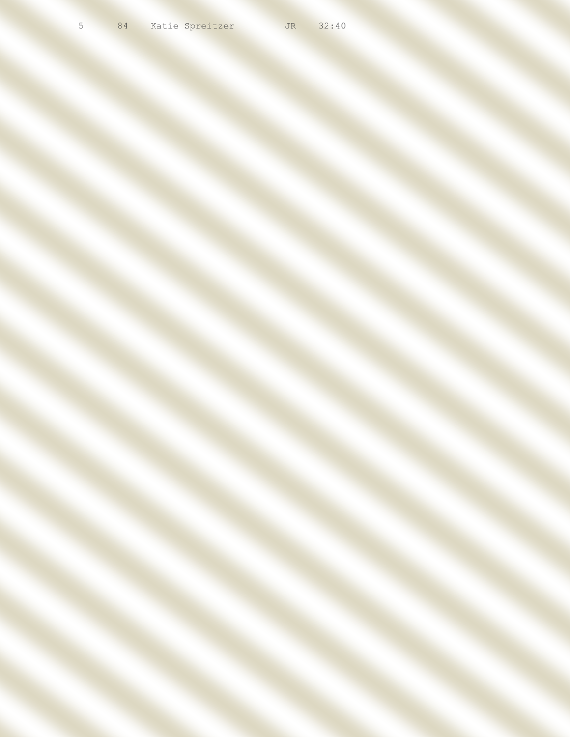| | | | | |
|---|---|---|---|---|
| 5 | 84 | Katie Spreitzer | JR | 32:40 |